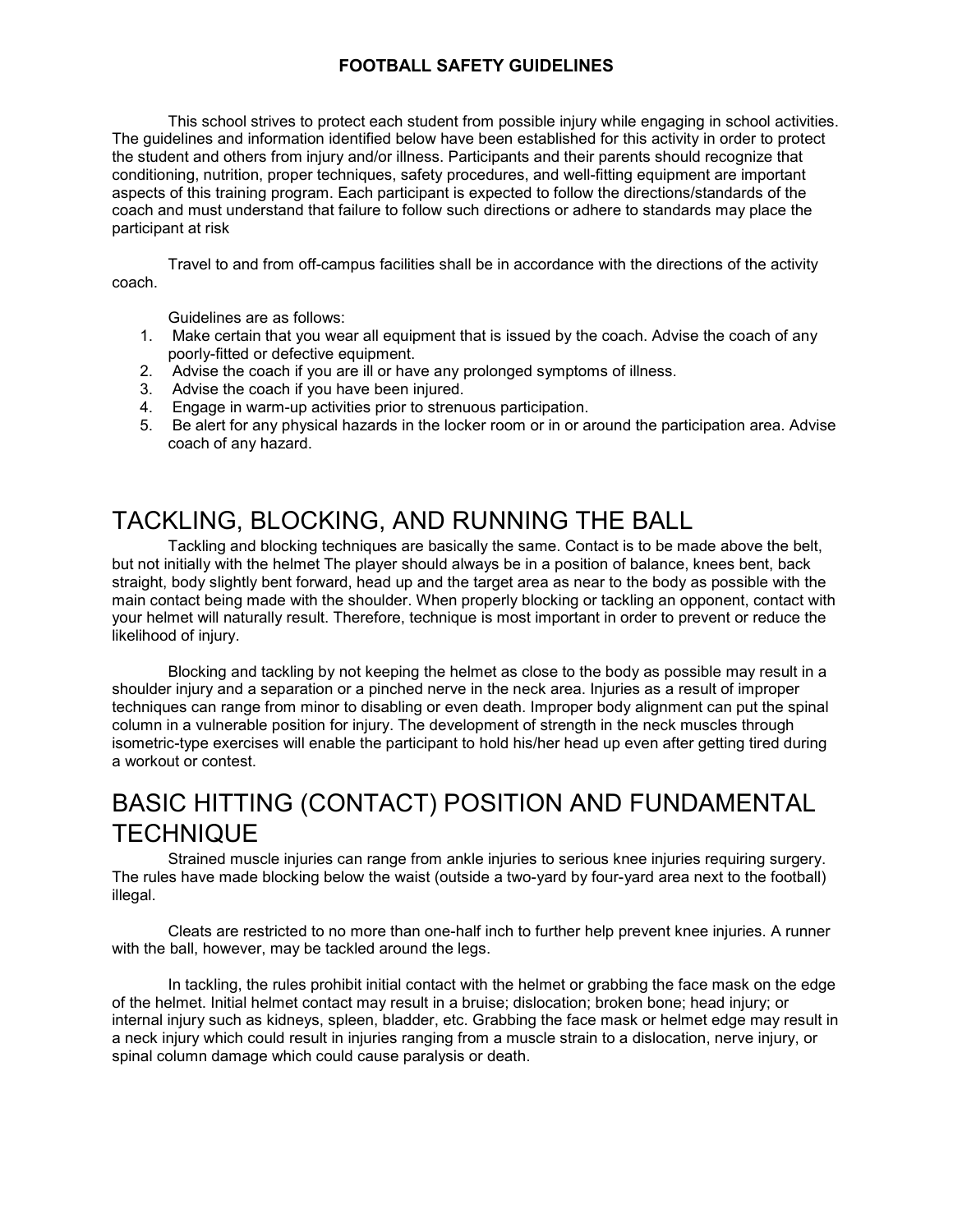# FOOTBALL SAFETY GUIDELINES

This school strives to protect each student from possible injury while engaging in school activities. The guidelines and information identified below have been established for this activity in order to protect the student and others from injury and/or illness. Participants and their parents should recognize that conditioning, nutrition, proper techniques, safety procedures, and well-fitting equipment are important aspects of this training program. Each participant is expected to follow the directions/standards of the coach and must understand that failure to follow such directions or adhere to standards may place the participant at risk

Travel to and from off-campus facilities shall be in accordance with the directions of the activity coach.

Guidelines are as follows:

1. Make certain that you wear all equipment that is issued by the coach. Advise the coach of any poorly-fitted or defective equipment.
2. Advise the coach if you are ill or have any prolonged symptoms of illness.
3. Advise the coach if you have been injured.
4. Engage in warm-up activities prior to strenuous participation.
5. Be alert for any physical hazards in the locker room or in or around the participation area. Advise coach of any hazard.

## TACKLING, BLOCKING, AND RUNNING THE BALL

Tackling and blocking techniques are basically the same. Contact is to be made above the belt, but not initially with the helmet The player should always be in a position of balance, knees bent, back straight, body slightly bent forward, head up and the target area as near to the body as possible with the main contact being made with the shoulder. When properly blocking or tackling an opponent, contact with your helmet will naturally result. Therefore, technique is most important in order to prevent or reduce the likelihood of injury.

Blocking and tackling by not keeping the helmet as close to the body as possible may result in a shoulder injury and a separation or a pinched nerve in the neck area. Injuries as a result of improper techniques can range from minor to disabling or even death. Improper body alignment can put the spinal column in a vulnerable position for injury. The development of strength in the neck muscles through isometric-type exercises will enable the participant to hold his/her head up even after getting tired during a workout or contest.

## BASIC HITTING (CONTACT) POSITION AND FUNDAMENTAL TECHNIQUE

Strained muscle injuries can range from ankle injuries to serious knee injuries requiring surgery. The rules have made blocking below the waist (outside a two-yard by four-yard area next to the football) illegal.

Cleats are restricted to no more than one-half inch to further help prevent knee injuries. A runner with the ball, however, may be tackled around the legs.

In tackling, the rules prohibit initial contact with the helmet or grabbing the face mask on the edge of the helmet. Initial helmet contact may result in a bruise; dislocation; broken bone; head injury; or internal injury such as kidneys, spleen, bladder, etc. Grabbing the face mask or helmet edge may result in a neck injury which could result in injuries ranging from a muscle strain to a dislocation, nerve injury, or spinal column damage which could cause paralysis or death.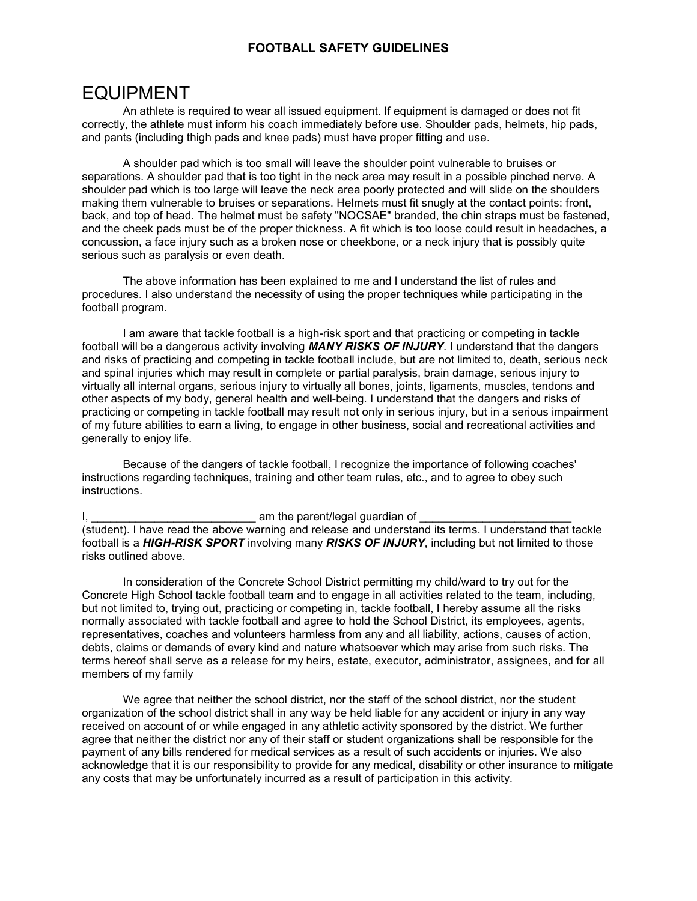## FOOTBALL SAFETY GUIDELINES

# EQUIPMENT

An athlete is required to wear all issued equipment. If equipment is damaged or does not fit correctly, the athlete must inform his coach immediately before use. Shoulder pads, helmets, hip pads, and pants (including thigh pads and knee pads) must have proper fitting and use.

A shoulder pad which is too small will leave the shoulder point vulnerable to bruises or separations. A shoulder pad that is too tight in the neck area may result in a possible pinched nerve. A shoulder pad which is too large will leave the neck area poorly protected and will slide on the shoulders making them vulnerable to bruises or separations. Helmets must fit snugly at the contact points: front, back, and top of head. The helmet must be safety "NOCSAE" branded, the chin straps must be fastened, and the cheek pads must be of the proper thickness. A fit which is too loose could result in headaches, a concussion, a face injury such as a broken nose or cheekbone, or a neck injury that is possibly quite serious such as paralysis or even death.

The above information has been explained to me and I understand the list of rules and procedures. I also understand the necessity of using the proper techniques while participating in the football program.

I am aware that tackle football is a high-risk sport and that practicing or competing in tackle football will be a dangerous activity involving ***MANY RISKS OF INJURY***. I understand that the dangers and risks of practicing and competing in tackle football include, but are not limited to, death, serious neck and spinal injuries which may result in complete or partial paralysis, brain damage, serious injury to virtually all internal organs, serious injury to virtually all bones, joints, ligaments, muscles, tendons and other aspects of my body, general health and well-being. I understand that the dangers and risks of practicing or competing in tackle football may result not only in serious injury, but in a serious impairment of my future abilities to earn a living, to engage in other business, social and recreational activities and generally to enjoy life.

Because of the dangers of tackle football, I recognize the importance of following coaches' instructions regarding techniques, training and other team rules, etc., and to agree to obey such instructions.

I, __________________________ am the parent/legal guardian of ________________________ (student). I have read the above warning and release and understand its terms. I understand that tackle football is a ***HIGH-RISK SPORT*** involving many ***RISKS OF INJURY***, including but not limited to those risks outlined above.

In consideration of the Concrete School District permitting my child/ward to try out for the Concrete High School tackle football team and to engage in all activities related to the team, including, but not limited to, trying out, practicing or competing in, tackle football, I hereby assume all the risks normally associated with tackle football and agree to hold the School District, its employees, agents, representatives, coaches and volunteers harmless from any and all liability, actions, causes of action, debts, claims or demands of every kind and nature whatsoever which may arise from such risks. The terms hereof shall serve as a release for my heirs, estate, executor, administrator, assignees, and for all members of my family

We agree that neither the school district, nor the staff of the school district, nor the student organization of the school district shall in any way be held liable for any accident or injury in any way received on account of or while engaged in any athletic activity sponsored by the district. We further agree that neither the district nor any of their staff or student organizations shall be responsible for the payment of any bills rendered for medical services as a result of such accidents or injuries. We also acknowledge that it is our responsibility to provide for any medical, disability or other insurance to mitigate any costs that may be unfortunately incurred as a result of participation in this activity.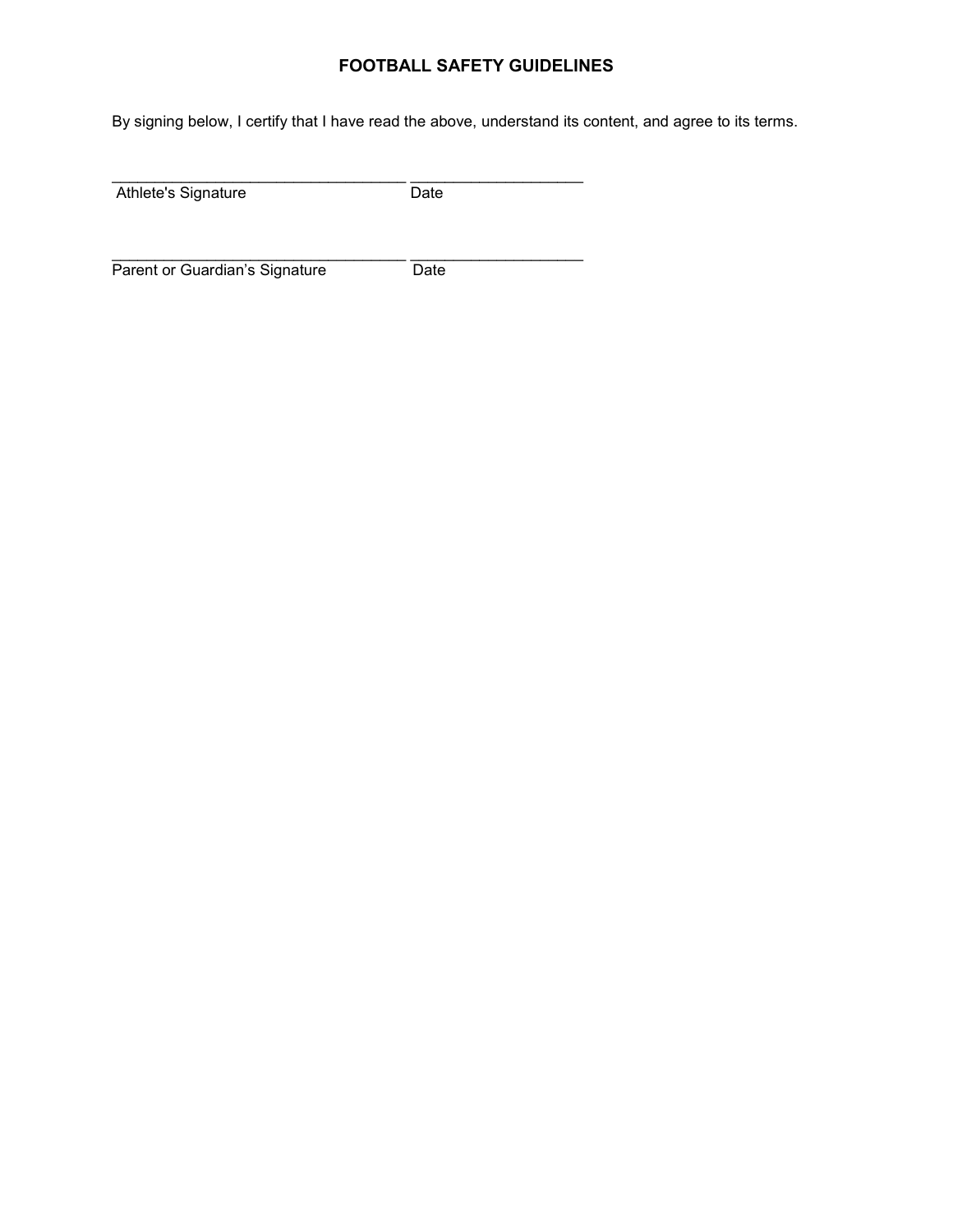**FOOTBALL SAFETY GUIDELINES**

By signing below, I certify that I have read the above, understand its content, and agree to its terms.

___________________________________ ____________________
Athlete's Signature Date

___________________________________ ____________________
Parent or Guardian’s Signature Date